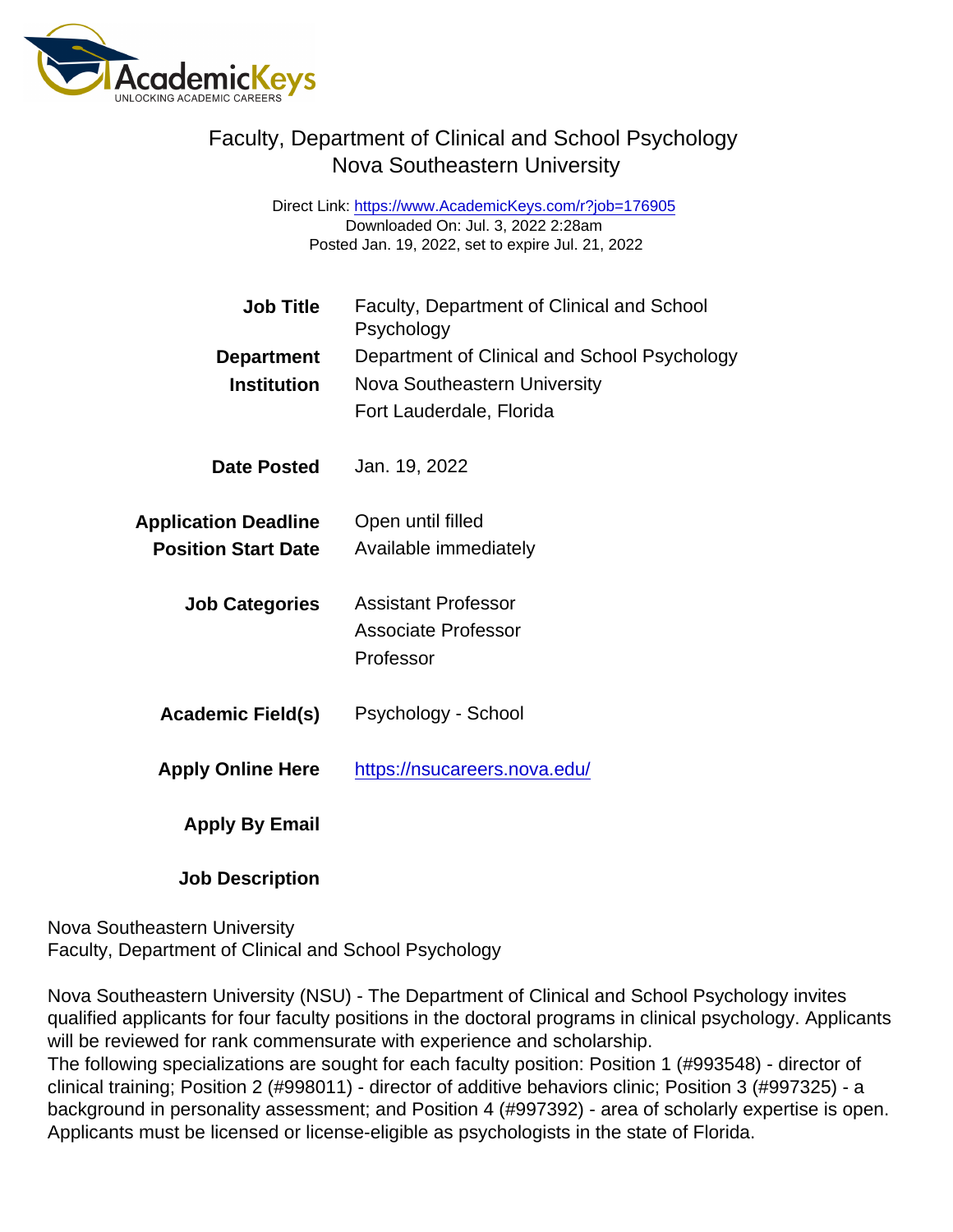# Faculty, Department of Clinical and School Psychology
## Nova Southeastern University

Direct Link: https://www.AcademicKeys.com/r?job=176905
Downloaded On: Jul. 3, 2022 2:28am
Posted Jan. 19, 2022, set to expire Jul. 21, 2022

| | |
|---|---|
| **Job Title** | Faculty, Department of Clinical and School Psychology |
| **Department** | Department of Clinical and School Psychology |
| **Institution** | Nova Southeastern University<br>Fort Lauderdale, Florida |
| **Date Posted** | Jan. 19, 2022 |
| **Application Deadline** | Open until filled |
| **Position Start Date** | Available immediately |
| **Job Categories** | Assistant Professor<br>Associate Professor<br>Professor |
| **Academic Field(s)** | Psychology - School |
| **Apply Online Here** | https://nsucareers.nova.edu/ |
| **Apply By Email** | |
| **Job Description** | |

Nova Southeastern University
Faculty, Department of Clinical and School Psychology

Nova Southeastern University (NSU) - The Department of Clinical and School Psychology invites qualified applicants for four faculty positions in the doctoral programs in clinical psychology. Applicants will be reviewed for rank commensurate with experience and scholarship.
The following specializations are sought for each faculty position: Position 1 (#993548) - director of clinical training; Position 2 (#998011) - director of additive behaviors clinic; Position 3 (#997325) - a background in personality assessment; and Position 4 (#997392) - area of scholarly expertise is open. Applicants must be licensed or license-eligible as psychologists in the state of Florida.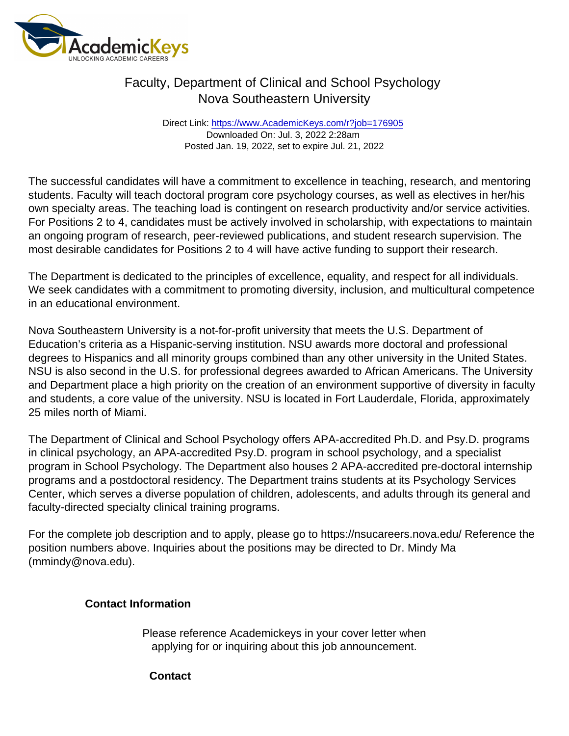# Faculty, Department of Clinical and School Psychology
## Nova Southeastern University

Direct Link: https://www.AcademicKeys.com/r?job=176905
Downloaded On: Jul. 3, 2022 2:28am
Posted Jan. 19, 2022, set to expire Jul. 21, 2022

The successful candidates will have a commitment to excellence in teaching, research, and mentoring students. Faculty will teach doctoral program core psychology courses, as well as electives in her/his own specialty areas. The teaching load is contingent on research productivity and/or service activities. For Positions 2 to 4, candidates must be actively involved in scholarship, with expectations to maintain an ongoing program of research, peer-reviewed publications, and student research supervision. The most desirable candidates for Positions 2 to 4 will have active funding to support their research.

The Department is dedicated to the principles of excellence, equality, and respect for all individuals. We seek candidates with a commitment to promoting diversity, inclusion, and multicultural competence in an educational environment.

Nova Southeastern University is a not-for-profit university that meets the U.S. Department of Education's criteria as a Hispanic-serving institution. NSU awards more doctoral and professional degrees to Hispanics and all minority groups combined than any other university in the United States. NSU is also second in the U.S. for professional degrees awarded to African Americans. The University and Department place a high priority on the creation of an environment supportive of diversity in faculty and students, a core value of the university. NSU is located in Fort Lauderdale, Florida, approximately 25 miles north of Miami.

The Department of Clinical and School Psychology offers APA-accredited Ph.D. and Psy.D. programs in clinical psychology, an APA-accredited Psy.D. program in school psychology, and a specialist program in School Psychology. The Department also houses 2 APA-accredited pre-doctoral internship programs and a postdoctoral residency. The Department trains students at its Psychology Services Center, which serves a diverse population of children, adolescents, and adults through its general and faculty-directed specialty clinical training programs.

For the complete job description and to apply, please go to https://nsucareers.nova.edu/ Reference the position numbers above. Inquiries about the positions may be directed to Dr. Mindy Ma (mmindy@nova.edu).

**Contact Information**

Please reference Academickeys in your cover letter when applying for or inquiring about this job announcement.

**Contact**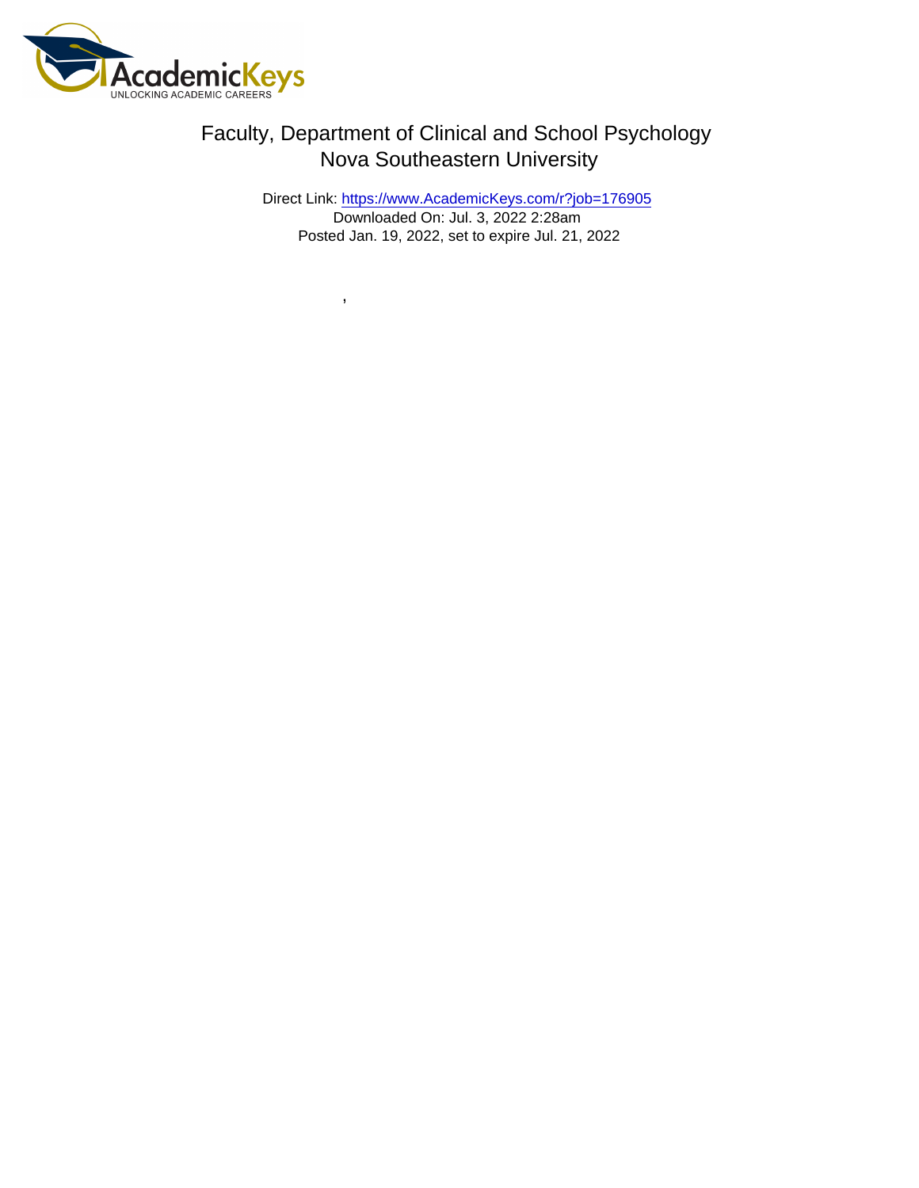Faculty, Department of Clinical and School Psychology
Nova Southeastern University

Direct Link: https://www.AcademicKeys.com/r?job=176905
Downloaded On: Jul. 3, 2022 2:28am
Posted Jan. 19, 2022, set to expire Jul. 21, 2022

,